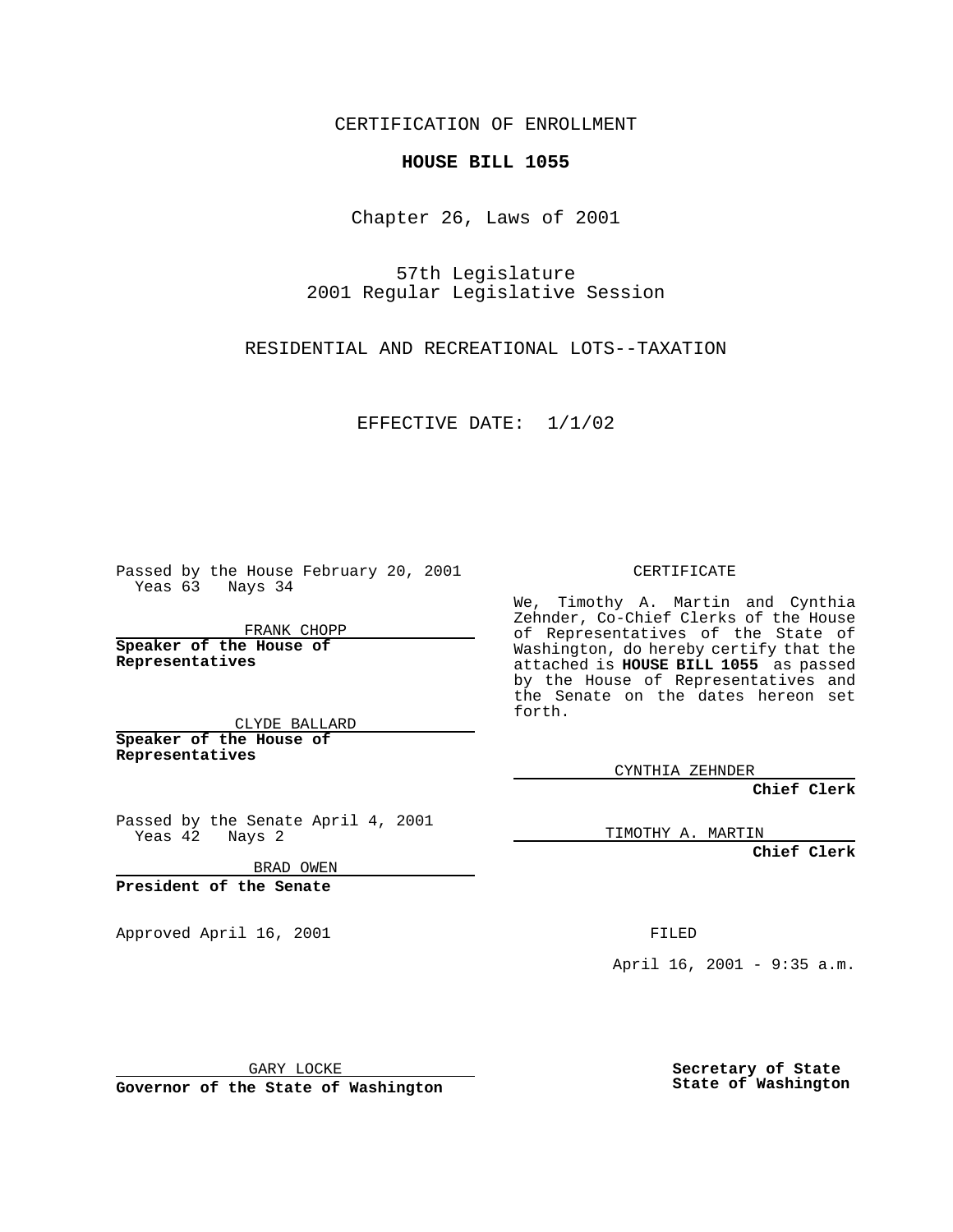CERTIFICATION OF ENROLLMENT

**HOUSE BILL 1055**

Chapter 26, Laws of 2001

57th Legislature
2001 Regular Legislative Session

RESIDENTIAL AND RECREATIONAL LOTS--TAXATION

EFFECTIVE DATE: 1/1/02

Passed by the House February 20, 2001
Yeas 63 Nays 34

FRANK CHOPP

**Speaker of the House of Representatives**

CLYDE BALLARD

**Speaker of the House of Representatives**

Passed by the Senate April 4, 2001
Yeas 42 Nays 2

BRAD OWEN

**President of the Senate**

Approved April 16, 2001

GARY LOCKE

**Governor of the State of Washington**

CERTIFICATE

We, Timothy A. Martin and Cynthia Zehnder, Co-Chief Clerks of the House of Representatives of the State of Washington, do hereby certify that the attached is **HOUSE BILL 1055** as passed by the House of Representatives and the Senate on the dates hereon set forth.

CYNTHIA ZEHNDER

**Chief Clerk**

TIMOTHY A. MARTIN

**Chief Clerk**

FILED

April 16, 2001 - 9:35 a.m.

**Secretary of State**
**State of Washington**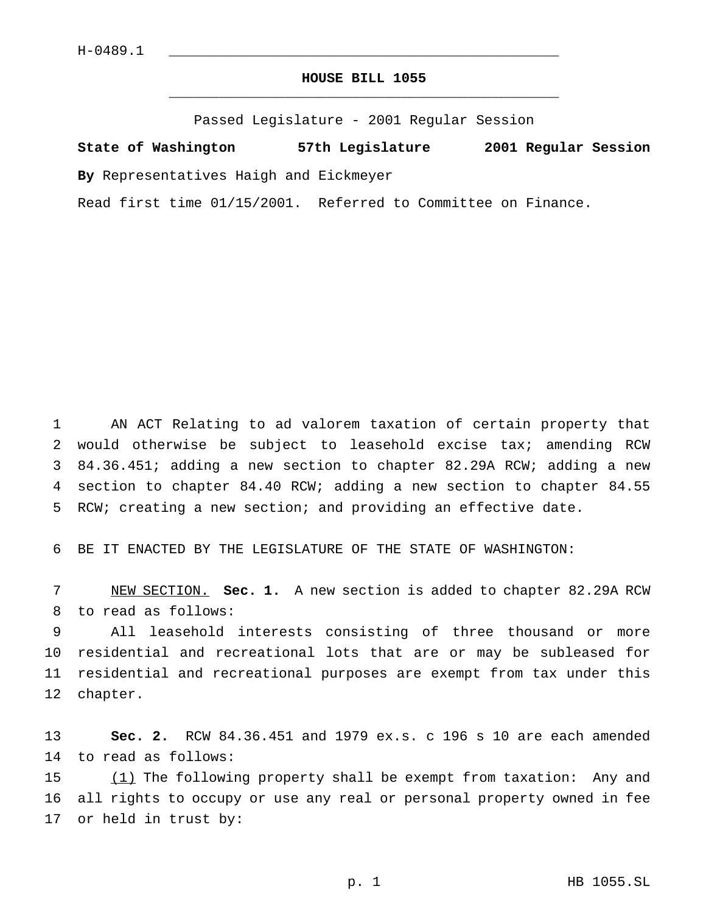H-0489.1

# HOUSE BILL 1055

Passed Legislature - 2001 Regular Session

**State of Washington 57th Legislature 2001 Regular Session**

**By** Representatives Haigh and Eickmeyer

Read first time 01/15/2001. Referred to Committee on Finance.

AN ACT Relating to ad valorem taxation of certain property that would otherwise be subject to leasehold excise tax; amending RCW 84.36.451; adding a new section to chapter 82.29A RCW; adding a new section to chapter 84.40 RCW; adding a new section to chapter 84.55 RCW; creating a new section; and providing an effective date.

BE IT ENACTED BY THE LEGISLATURE OF THE STATE OF WASHINGTON:

NEW SECTION. **Sec. 1.** A new section is added to chapter 82.29A RCW to read as follows:

All leasehold interests consisting of three thousand or more residential and recreational lots that are or may be subleased for residential and recreational purposes are exempt from tax under this chapter.

**Sec. 2.** RCW 84.36.451 and 1979 ex.s. c 196 s 10 are each amended to read as follows:

(1) The following property shall be exempt from taxation: Any and all rights to occupy or use any real or personal property owned in fee or held in trust by: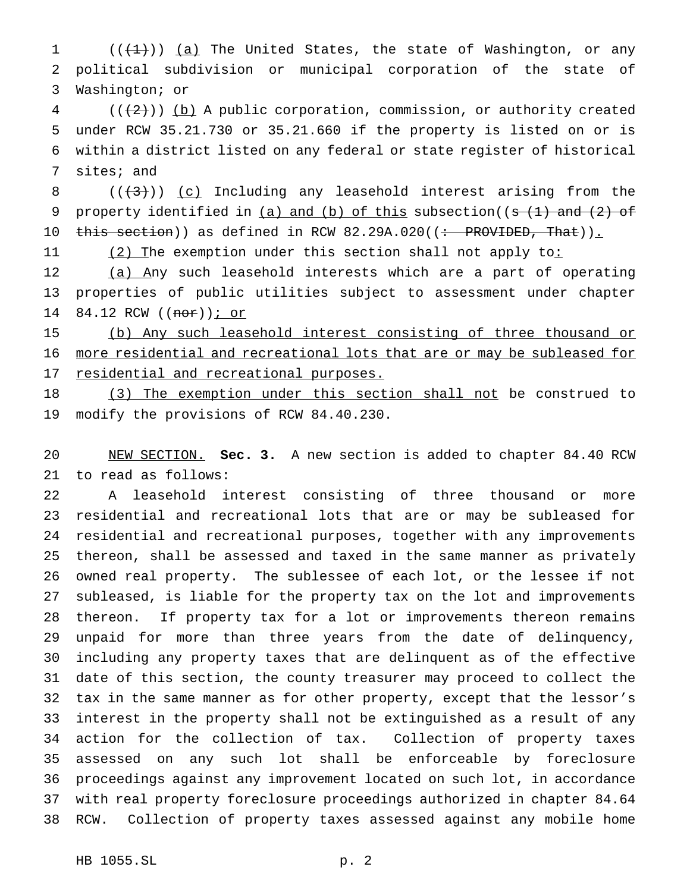((~~(1)~~)) <u>(a)</u> The United States, the state of Washington, or any political subdivision or municipal corporation of the state of Washington; or

((~~(2)~~)) <u>(b)</u> A public corporation, commission, or authority created under RCW 35.21.730 or 35.21.660 if the property is listed on or is within a district listed on any federal or state register of historical sites; and

((~~(3)~~)) <u>(c)</u> Including any leasehold interest arising from the property identified in <u>(a) and (b) of this</u> subsection((~~s (1) and (2) of this section~~)) as defined in RCW 82.29A.020((~~: PROVIDED, That~~))<u>.</u>

<u>(2) T</u>he exemption under this section shall not apply to<u>:</u>

<u>(a) A</u>ny such leasehold interests which are a part of operating properties of public utilities subject to assessment under chapter 84.12 RCW ((~~nor~~))<u>; or</u>

<u>(b) Any such leasehold interest consisting of three thousand or more residential and recreational lots that are or may be subleased for residential and recreational purposes.</u>

<u>(3) The exemption under this section shall not</u> be construed to modify the provisions of RCW 84.40.230.

<u>NEW SECTION.</u> **Sec. 3.** A new section is added to chapter 84.40 RCW to read as follows:

A leasehold interest consisting of three thousand or more residential and recreational lots that are or may be subleased for residential and recreational purposes, together with any improvements thereon, shall be assessed and taxed in the same manner as privately owned real property. The sublessee of each lot, or the lessee if not subleased, is liable for the property tax on the lot and improvements thereon. If property tax for a lot or improvements thereon remains unpaid for more than three years from the date of delinquency, including any property taxes that are delinquent as of the effective date of this section, the county treasurer may proceed to collect the tax in the same manner as for other property, except that the lessor's interest in the property shall not be extinguished as a result of any action for the collection of tax. Collection of property taxes assessed on any such lot shall be enforceable by foreclosure proceedings against any improvement located on such lot, in accordance with real property foreclosure proceedings authorized in chapter 84.64 RCW. Collection of property taxes assessed against any mobile home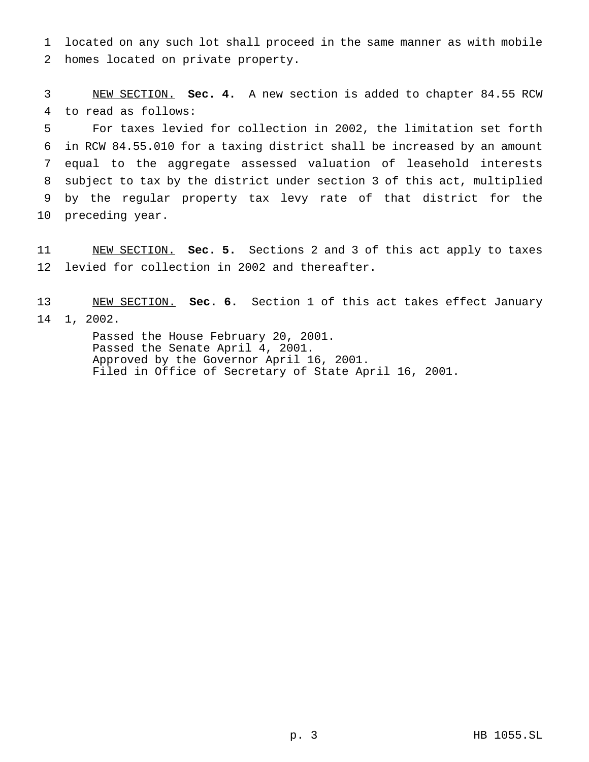located on any such lot shall proceed in the same manner as with mobile homes located on private property.

NEW SECTION. **Sec. 4.** A new section is added to chapter 84.55 RCW to read as follows:

For taxes levied for collection in 2002, the limitation set forth in RCW 84.55.010 for a taxing district shall be increased by an amount equal to the aggregate assessed valuation of leasehold interests subject to tax by the district under section 3 of this act, multiplied by the regular property tax levy rate of that district for the preceding year.

NEW SECTION. **Sec. 5.** Sections 2 and 3 of this act apply to taxes levied for collection in 2002 and thereafter.

NEW SECTION. **Sec. 6.** Section 1 of this act takes effect January 1, 2002.

Passed the House February 20, 2001.
Passed the Senate April 4, 2001.
Approved by the Governor April 16, 2001.
Filed in Office of Secretary of State April 16, 2001.